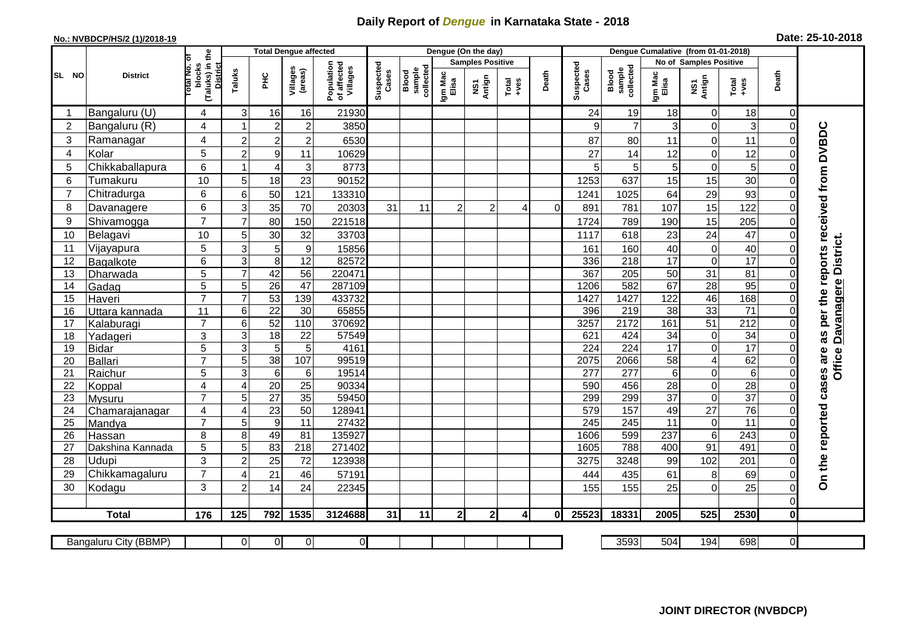# Daily Report of *Dengue* in Karnataka State - 2018

**No.: NVBDCP/HS/2 (1)/2018-19**

**Date: 25-10-2018**

| SL NO | District | Total No. of blocks (Taluks) in the District | Total Dengue affected | | | | Dengue (On the day) | | | | | | Dengue Cumalative (from 01-01-2018) | | | | | | |
|---|---|---|---|---|---|---|---|---|---|---|---|---|---|---|---|---|---|---|---|
| | | | Taluks | PHC | Villages (areas) | Population of affected Villages | Suspected Cases | Blood sample collected | Samples Positive | | | Death | Suspected Cases | Blood sample collected | No of Samples Positive | | | Death | |
| | | | | | | | | | Igm Mac Elisa | NS1 Antign | Total +ves | | | | Igm Mac Elisa | NS1 Antign | Total +ves | | |
| 1 | Bangaluru (U) | 4 | 3 | 16 | 16 | 21930 | | | | | | | 24 | 19 | 18 | 0 | 18 | 0 | On the reported cases are as per the reports received from DVBDC Office Davanagere District. |
| 2 | Bangaluru (R) | 4 | 1 | 2 | 2 | 3850 | | | | | | | 9 | 7 | 3 | 0 | 3 | 0 | |
| 3 | Ramanagar | 4 | 2 | 2 | 2 | 6530 | | | | | | | 87 | 80 | 11 | 0 | 11 | 0 | |
| 4 | Kolar | 5 | 2 | 9 | 11 | 10629 | | | | | | | 27 | 14 | 12 | 0 | 12 | 0 | |
| 5 | Chikkaballapura | 6 | 1 | 4 | 3 | 8773 | | | | | | | 5 | 5 | 5 | 0 | 5 | 0 | |
| 6 | Tumakuru | 10 | 5 | 18 | 23 | 90152 | | | | | | | 1253 | 637 | 15 | 15 | 30 | 0 | |
| 7 | Chitradurga | 6 | 6 | 50 | 121 | 133310 | | | | | | | 1241 | 1025 | 64 | 29 | 93 | 0 | |
| 8 | Davanagere | 6 | 3 | 35 | 70 | 20303 | 31 | 11 | 2 | 2 | 4 | 0 | 891 | 781 | 107 | 15 | 122 | 0 | |
| 9 | Shivamogga | 7 | 7 | 80 | 150 | 221518 | | | | | | | 1724 | 789 | 190 | 15 | 205 | 0 | |
| 10 | Belagavi | 10 | 5 | 30 | 32 | 33703 | | | | | | | 1117 | 618 | 23 | 24 | 47 | 0 | |
| 11 | Vijayapura | 5 | 3 | 5 | 9 | 15856 | | | | | | | 161 | 160 | 40 | 0 | 40 | 0 | |
| 12 | Bagalkote | 6 | 3 | 8 | 12 | 82572 | | | | | | | 336 | 218 | 17 | 0 | 17 | 0 | |
| 13 | Dharwada | 5 | 7 | 42 | 56 | 220471 | | | | | | | 367 | 205 | 50 | 31 | 81 | 0 | |
| 14 | Gadag | 5 | 5 | 26 | 47 | 287109 | | | | | | | 1206 | 582 | 67 | 28 | 95 | 0 | |
| 15 | Haveri | 7 | 7 | 53 | 139 | 433732 | | | | | | | 1427 | 1427 | 122 | 46 | 168 | 0 | |
| 16 | Uttara kannada | 11 | 6 | 22 | 30 | 65855 | | | | | | | 396 | 219 | 38 | 33 | 71 | 0 | |
| 17 | Kalaburagi | 7 | 6 | 52 | 110 | 370692 | | | | | | | 3257 | 2172 | 161 | 51 | 212 | 0 | |
| 18 | Yadageri | 3 | 3 | 18 | 22 | 57549 | | | | | | | 621 | 424 | 34 | 0 | 34 | 0 | |
| 19 | Bidar | 5 | 3 | 5 | 5 | 4161 | | | | | | | 224 | 224 | 17 | 0 | 17 | 0 | |
| 20 | Ballari | 7 | 5 | 38 | 107 | 99519 | | | | | | | 2075 | 2066 | 58 | 4 | 62 | 0 | |
| 21 | Raichur | 5 | 3 | 6 | 6 | 19514 | | | | | | | 277 | 277 | 6 | 0 | 6 | 0 | |
| 22 | Koppal | 4 | 4 | 20 | 25 | 90334 | | | | | | | 590 | 456 | 28 | 0 | 28 | 0 | |
| 23 | Mysuru | 7 | 5 | 27 | 35 | 59450 | | | | | | | 299 | 299 | 37 | 0 | 37 | 0 | |
| 24 | Chamarajanagar | 4 | 4 | 23 | 50 | 128941 | | | | | | | 579 | 157 | 49 | 27 | 76 | 0 | |
| 25 | Mandya | 7 | 5 | 9 | 11 | 27432 | | | | | | | 245 | 245 | 11 | 0 | 11 | 0 | |
| 26 | Hassan | 8 | 8 | 49 | 81 | 135927 | | | | | | | 1606 | 599 | 237 | 6 | 243 | 0 | |
| 27 | Dakshina Kannada | 5 | 5 | 83 | 218 | 271402 | | | | | | | 1605 | 788 | 400 | 91 | 491 | 0 | |
| 28 | Udupi | 3 | 2 | 25 | 72 | 123938 | | | | | | | 3275 | 3248 | 99 | 102 | 201 | 0 | |
| 29 | Chikkamagaluru | 7 | 4 | 21 | 46 | 57191 | | | | | | | 444 | 435 | 61 | 8 | 69 | 0 | |
| 30 | Kodagu | 3 | 2 | 14 | 24 | 22345 | | | | | | | 155 | 155 | 25 | 0 | 25 | 0 | |
| | | | | | | | | | | | | | | | | | | 0 | |
| **Total** | | **176** | **125** | **792** | **1535** | **3124688** | **31** | **11** | **2** | **2** | **4** | **0** | **25523** | **18331** | **2005** | **525** | **2530** | **0** | |
| Bangaluru City (BBMP) | | | 0 | 0 | 0 | 0 | | | | | | | | 3593 | 504 | 194 | 698 | 0 | |

**JOINT DIRECTOR (NVBDCP)**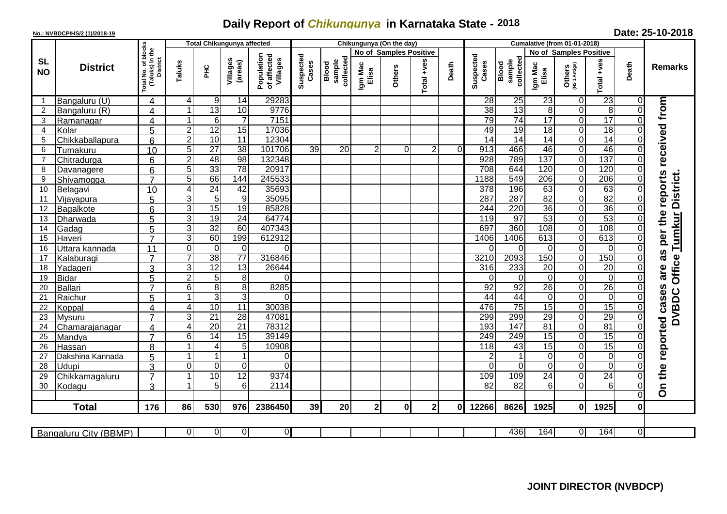# Daily Report of *Chikungunya* in Karnataka State - 2018

**No.: NVBDCP/HS/2 (1)/2018-19**

**Date: 25-10-2018**

| SL NO | District | Total No. of blocks (Taluks) in the District | Total Chikungunya affected: Taluks | PHC | Villages (areas) | Population of affected Villages | Chikungunya (On the day): Suspected Cases | Blood sample collected | No of Samples Positive: Igm Mac Elisa | Others | Total +ves | Death | Cumalative (from 01-01-2018): Suspected Cases | Blood sample collected | No of Samples Positive: Igm Mac Elisa | Others (NS 1 Antign) | Total +ves | Death | Remarks |
|---|---|---|---|---|---|---|---|---|---|---|---|---|---|---|---|---|---|---|---|
| 1 | Bangaluru (U) | 4 | 4 | 9 | 14 | 29283 | | | | | | | 28 | 25 | 23 | 0 | 23 | 0 | On the reported cases are as per the reports received from DVBDC Office Tumkur District. |
| 2 | Bangaluru (R) | 4 | 1 | 13 | 10 | 9776 | | | | | | | 38 | 13 | 8 | 0 | 8 | 0 | |
| 3 | Ramanagar | 4 | 1 | 6 | 7 | 7151 | | | | | | | 79 | 74 | 17 | 0 | 17 | 0 | |
| 4 | Kolar | 5 | 2 | 12 | 15 | 17036 | | | | | | | 49 | 19 | 18 | 0 | 18 | 0 | |
| 5 | Chikkaballapura | 6 | 2 | 10 | 11 | 12304 | | | | | | | 14 | 14 | 14 | 0 | 14 | 0 | |
| 6 | Tumakuru | 10 | 5 | 27 | 38 | 101706 | 39 | 20 | 2 | 0 | 2 | 0 | 913 | 466 | 46 | 0 | 46 | 0 | |
| 7 | Chitradurga | 6 | 2 | 48 | 98 | 132348 | | | | | | | 928 | 789 | 137 | 0 | 137 | 0 | |
| 8 | Davanagere | 6 | 5 | 33 | 78 | 20917 | | | | | | | 708 | 644 | 120 | 0 | 120 | 0 | |
| 9 | Shivamogga | 7 | 5 | 66 | 144 | 245533 | | | | | | | 1188 | 549 | 206 | 0 | 206 | 0 | |
| 10 | Belagavi | 10 | 4 | 24 | 42 | 35693 | | | | | | | 378 | 196 | 63 | 0 | 63 | 0 | |
| 11 | Vijayapura | 5 | 3 | 5 | 9 | 35095 | | | | | | | 287 | 287 | 82 | 0 | 82 | 0 | |
| 12 | Bagalkote | 6 | 3 | 15 | 19 | 85828 | | | | | | | 244 | 220 | 36 | 0 | 36 | 0 | |
| 13 | Dharwada | 5 | 3 | 19 | 24 | 64774 | | | | | | | 119 | 97 | 53 | 0 | 53 | 0 | |
| 14 | Gadag | 5 | 3 | 32 | 60 | 407343 | | | | | | | 697 | 360 | 108 | 0 | 108 | 0 | |
| 15 | Haveri | 7 | 3 | 60 | 199 | 612912 | | | | | | | 1406 | 1406 | 613 | 0 | 613 | 0 | |
| 16 | Uttara kannada | 11 | 0 | 0 | 0 | 0 | | | | | | | 0 | 0 | 0 | 0 | 0 | 0 | |
| 17 | Kalaburagi | 7 | 7 | 38 | 77 | 316846 | | | | | | | 3210 | 2093 | 150 | 0 | 150 | 0 | |
| 18 | Yadageri | 3 | 3 | 12 | 13 | 26644 | | | | | | | 316 | 233 | 20 | 0 | 20 | 0 | |
| 19 | Bidar | 5 | 2 | 5 | 8 | 0 | | | | | | | 0 | 0 | 0 | 0 | 0 | 0 | |
| 20 | Ballari | 7 | 6 | 8 | 8 | 8285 | | | | | | | 92 | 92 | 26 | 0 | 26 | 0 | |
| 21 | Raichur | 5 | 1 | 3 | 3 | 0 | | | | | | | 44 | 44 | 0 | 0 | 0 | 0 | |
| 22 | Koppal | 4 | 4 | 10 | 11 | 30038 | | | | | | | 476 | 75 | 15 | 0 | 15 | 0 | |
| 23 | Mysuru | 7 | 3 | 21 | 28 | 47081 | | | | | | | 299 | 299 | 29 | 0 | 29 | 0 | |
| 24 | Chamarajanagar | 4 | 4 | 20 | 21 | 78312 | | | | | | | 193 | 147 | 81 | 0 | 81 | 0 | |
| 25 | Mandya | 7 | 6 | 14 | 15 | 39149 | | | | | | | 249 | 249 | 15 | 0 | 15 | 0 | |
| 26 | Hassan | 8 | 1 | 4 | 5 | 10908 | | | | | | | 118 | 43 | 15 | 0 | 15 | 0 | |
| 27 | Dakshina Kannada | 5 | 1 | 1 | 1 | 0 | | | | | | | 2 | 1 | 0 | 0 | 0 | 0 | |
| 28 | Udupi | 3 | 0 | 0 | 0 | 0 | | | | | | | 0 | 0 | 0 | 0 | 0 | 0 | |
| 29 | Chikkamagaluru | 7 | 1 | 10 | 12 | 9374 | | | | | | | 109 | 109 | 24 | 0 | 24 | 0 | |
| 30 | Kodagu | 3 | 1 | 5 | 6 | 2114 | | | | | | | 82 | 82 | 6 | 0 | 6 | 0 | |
| | | | | | | | | | | | | | | | | | | 0 | |
| | **Total** | **176** | **86** | **530** | **976** | **2386450** | **39** | **20** | **2** | **0** | **2** | **0** | **12266** | **8626** | **1925** | **0** | **1925** | **0** | |
| | Bangaluru City (BBMP) | | 0 | 0 | 0 | 0 | | | | | | | | 436 | 164 | 0 | 164 | 0 | |

**JOINT DIRECTOR (NVBDCP)**